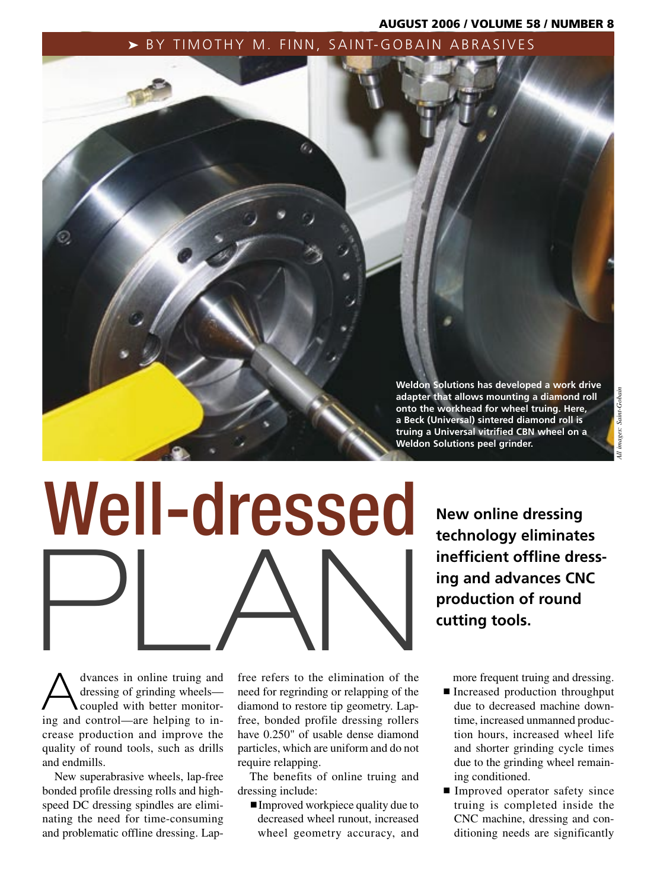BY TIMOTHY M. FINN, SAINT-GOBAIN ABRASIVES

Weldon Solutions has developed a work drive adapter that allows mounting a diamond roll onto the workhead for wheel truing. Here, a Beck (Universal) sintered diamond roll is truing a Universal vitrified CBN wheel on a Weldon Solutions peel grinder.

*All images: Saint-Gobain*

# Well-dressed PLAN

**New online dressing technology eliminates inefficient offline dressing and advances CNC production of round cutting tools.**

Advances in online truing and dressing of grinding wheels—coupled with better monitoring and control—are helping to increase production and improve the quality of round tools, such as drills and endmills.

New superabrasive wheels, lap-free bonded profile dressing rolls and high-speed DC dressing spindles are eliminating the need for time-consuming and problematic offline dressing. Lap-free refers to the elimination of the need for regrinding or relapping of the diamond to restore tip geometry. Lap-free, bonded profile dressing rollers have 0.250" of usable dense diamond particles, which are uniform and do not require relapping.

The benefits of online truing and dressing include:

- Improved workpiece quality due to decreased wheel runout, increased wheel geometry accuracy, and more frequent truing and dressing.
- Increased production throughput due to decreased machine downtime, increased unmanned production hours, increased wheel life and shorter grinding cycle times due to the grinding wheel remaining conditioned.
- Improved operator safety since truing is completed inside the CNC machine, dressing and conditioning needs are significantly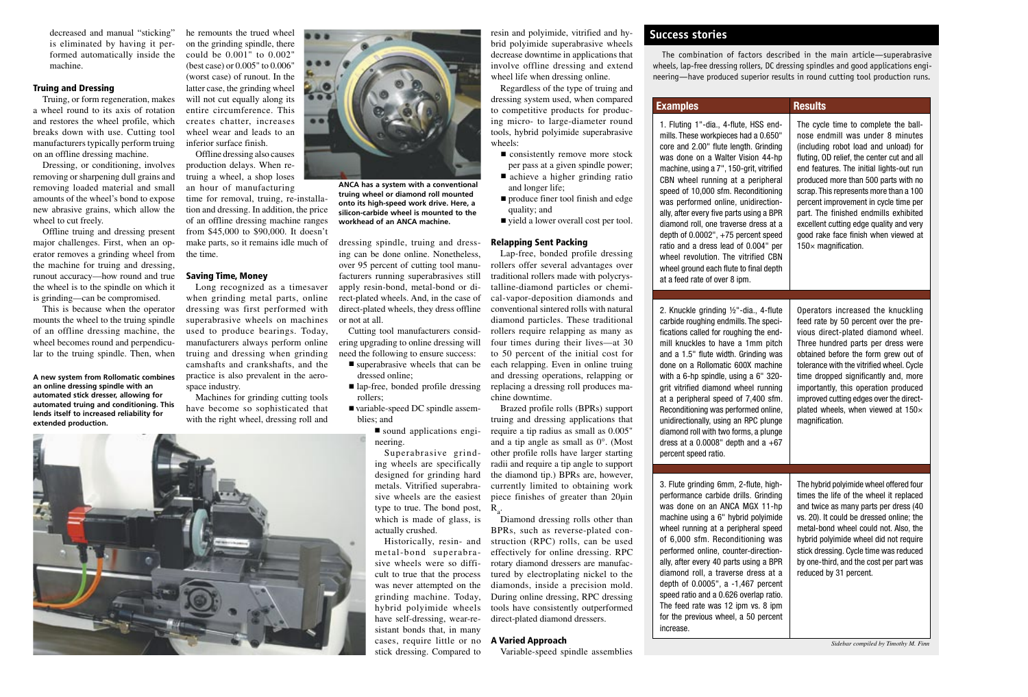decreased and manual "sticking" is eliminated by having it performed automatically inside the machine.

### Truing and Dressing

Truing, or form regeneration, makes a wheel round to its axis of rotation and restores the wheel profile, which breaks down with use. Cutting tool manufacturers typically perform truing on an offline dressing machine.

Dressing, or conditioning, involves removing or sharpening dull grains and removing loaded material and small amounts of the wheel's bond to expose new abrasive grains, which allow the wheel to cut freely.

Offline truing and dressing present major challenges. First, when an operator removes a grinding wheel from the machine for truing and dressing, runout accuracy—how round and true the wheel is to the spindle on which it is grinding—can be compromised.

This is because when the operator mounts the wheel to the truing spindle of an offline dressing machine, the wheel becomes round and perpendicular to the truing spindle. Then, when he remounts the trued wheel on the grinding spindle, there could be 0.001" to 0.002" (best case) or 0.005" to 0.006" (worst case) of runout. In the latter case, the grinding wheel will not cut equally along its entire circumference. This creates chatter, increases wheel wear and leads to an inferior surface finish.

Offline dressing also causes production delays. When retruing a wheel, a shop loses an hour of manufacturing time for removal, truing, re-installation and dressing. In addition, the price of an offline dressing machine ranges from \$45,000 to \$90,000. It doesn't make parts, so it remains idle much of the time.

**A new system from Rollomatic combines an online dressing spindle with an automated stick dresser, allowing for automated truing and conditioning. This lends itself to increased reliability for extended production.**

**ANCA has a system with a conventional truing wheel or diamond roll mounted onto its high-speed work drive. Here, a silicon-carbide wheel is mounted to the workhead of an ANCA machine.**

### Saving Time, Money

Long recognized as a timesaver when grinding metal parts, online dressing was first performed with superabrasive wheels on machines used to produce bearings. Today, manufacturers always perform online truing and dressing when grinding camshafts and crankshafts, and the practice is also prevalent in the aerospace industry.

Machines for grinding cutting tools have become so sophisticated that with the right wheel, dressing roll and dressing spindle, truing and dressing can be done online. Nonetheless, over 95 percent of cutting tool manufacturers running superabrasives still apply resin-bond, metal-bond or direct-plated wheels. And, in the case of direct-plated wheels, they dress offline or not at all.

Cutting tool manufacturers considering upgrading to online dressing will need the following to ensure success:

- superabrasive wheels that can be dressed online;
- lap-free, bonded profile dressing rollers;
- variable-speed DC spindle assemblies; and
- sound applications engineering.

Superabrasive grinding wheels are specifically designed for grinding hard metals. Vitrified superabrasive wheels are the easiest type to true. The bond post, which is made of glass, is actually crushed.

Historically, resin- and metal-bond superabrasive wheels were so difficult to true that the process was never attempted on the grinding machine. Today, hybrid polyimide wheels have self-dressing, wear-resistant bonds that, in many cases, require little or no stick dressing. Compared to resin and polyimide, vitrified and hybrid polyimide superabrasive wheels decrease downtime in applications that involve offline dressing and extend wheel life when dressing online.

Regardless of the type of truing and dressing system used, when compared to competitive products for producing micro- to large-diameter round tools, hybrid polyimide superabrasive wheels:

- consistently remove more stock per pass at a given spindle power;
- achieve a higher grinding ratio and longer life;
- produce finer tool finish and edge quality; and
- yield a lower overall cost per tool.

### Relapping Sent Packing

Lap-free, bonded profile dressing rollers offer several advantages over traditional rollers made with polycrystalline-diamond particles or chemical-vapor-deposition diamonds and conventional sintered rolls with natural diamond particles. These traditional rollers require relapping as many as four times during their lives—at 30 to 50 percent of the initial cost for each relapping. Even in online truing and dressing operations, relapping or replacing a dressing roll produces machine downtime.

Brazed profile rolls (BPRs) support truing and dressing applications that require a tip radius as small as 0.005" and a tip angle as small as 0°. (Most other profile rolls have larger starting radii and require a tip angle to support the diamond tip.) BPRs are, however, currently limited to obtaining work piece finishes of greater than 20μin $R_a$.

Diamond dressing rolls other than BPRs, such as reverse-plated construction (RPC) rolls, can be used effectively for online dressing. RPC rotary diamond dressers are manufactured by electroplating nickel to the diamonds, inside a precision mold. During online dressing, RPC dressing tools have consistently outperformed direct-plated diamond dressers.

### A Varied Approach

Variable-speed spindle assemblies

## Success stories

The combination of factors described in the main article—superabrasive wheels, lap-free dressing rollers, DC dressing spindles and good applications engineering—have produced superior results in round cutting tool production runs.

| Examples | Results |
|---|---|
| 1. Fluting 1"-dia., 4-flute, HSS endmills. These workpieces had a 0.650" core and 2.00" flute length. Grinding was done on a Walter Vision 44-hp machine, using a 7", 150-grit, vitrified CBN wheel running at a peripheral speed of 10,000 sfm. Reconditioning was performed online, unidirectionally, after every five parts using a BPR diamond roll, one traverse dress at a depth of 0.0002", +75 percent speed ratio and a dress lead of 0.004" per wheel revolution. The vitrified CBN wheel ground each flute to final depth at a feed rate of over 8 ipm. | The cycle time to complete the ballnose endmill was under 8 minutes (including robot load and unload) for fluting, OD relief, the center cut and all end features. The initial lights-out run produced more than 500 parts with no scrap. This represents more than a 100 percent improvement in cycle time per part. The finished endmills exhibited excellent cutting edge quality and very good rake face finish when viewed at 150× magnification. |
| 2. Knuckle grinding ½"-dia., 4-flute carbide roughing endmills. The specifications called for roughing the endmill knuckles to have a 1mm pitch and a 1.5" flute width. Grinding was done on a Rollomatic 600X machine with a 6-hp spindle, using a 6" 320-grit vitrified diamond wheel running at a peripheral speed of 7,400 sfm. Reconditioning was performed online, unidirectionally, using an RPC plunge diamond roll with two forms, a plunge dress at a 0.0008" depth and a +67 percent speed ratio. | Operators increased the knuckling feed rate by 50 percent over the previous direct-plated diamond wheel. Three hundred parts per dress were obtained before the form grew out of tolerance with the vitrified wheel. Cycle time dropped significantly and, more importantly, this operation produced improved cutting edges over the direct-plated wheels, when viewed at 150× magnification. |
| 3. Flute grinding 6mm, 2-flute, high-performance carbide drills. Grinding was done on an ANCA MGX 11-hp machine using a 6" hybrid polyimide wheel running at a peripheral speed of 6,000 sfm. Reconditioning was performed online, counter-directionally, after every 40 parts using a BPR diamond roll, a traverse dress at a depth of 0.0005", a -1,467 percent speed ratio and a 0.626 overlap ratio. The feed rate was 12 ipm vs. 8 ipm for the previous wheel, a 50 percent increase. | The hybrid polyimide wheel offered four times the life of the wheel it replaced and twice as many parts per dress (40 vs. 20). It could be dressed online; the metal-bond wheel could not. Also, the hybrid polyimide wheel did not require stick dressing. Cycle time was reduced by one-third, and the cost per part was reduced by 31 percent. |

*Sidebar compiled by Timothy M. Finn*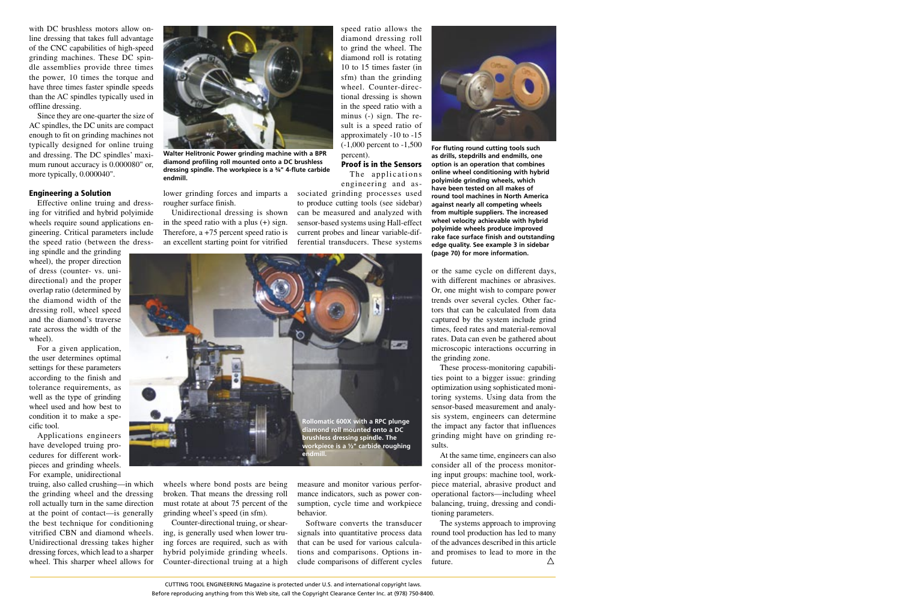with DC brushless motors allow online dressing that takes full advantage of the CNC capabilities of high-speed grinding machines. These DC spindle assemblies provide three times the power, 10 times the torque and have three times faster spindle speeds than the AC spindles typically used in offline dressing.

Since they are one-quarter the size of AC spindles, the DC units are compact enough to fit on grinding machines not typically designed for online truing and dressing. The DC spindles' maximum runout accuracy is 0.000080" or, more typically, 0.000040".

**Walter Helitronic Power grinding machine with a BPR diamond profiling roll mounted onto a DC brushless dressing spindle. The workpiece is a ¾" 4-flute carbide endmill.**

### Engineering a Solution

Effective online truing and dressing for vitrified and hybrid polyimide wheels require sound applications engineering. Critical parameters include the speed ratio (between the dressing spindle and the grinding wheel), the proper direction of dress (counter- vs. unidirectional) and the proper overlap ratio (determined by the diamond width of the dressing roll, wheel speed and the diamond's traverse rate across the width of the wheel).

For a given application, the user determines optimal settings for these parameters according to the finish and tolerance requirements, as well as the type of grinding wheel used and how best to condition it to make a specific tool.

Applications engineers have developed truing procedures for different workpieces and grinding wheels. For example, unidirectional truing, also called crushing—in which the grinding wheel and the dressing roll actually turn in the same direction at the point of contact—is generally the best technique for conditioning vitrified CBN and diamond wheels. Unidirectional dressing takes higher dressing forces, which lead to a sharper wheel. This sharper wheel allows for lower grinding forces and imparts a rougher surface finish.

Unidirectional dressing is shown in the speed ratio with a plus (+) sign. Therefore, a +75 percent speed ratio is an excellent starting point for vitrified wheels where bond posts are being broken. That means the dressing roll must rotate at about 75 percent of the grinding wheel's speed (in sfm).

Counter-directional truing, or shearing, is generally used when lower truing forces are required, such as with hybrid polyimide grinding wheels. Counter-directional truing at a high speed ratio allows the diamond dressing roll to grind the wheel. The diamond roll is rotating 10 to 15 times faster (in sfm) than the grinding wheel. Counter-directional dressing is shown in the speed ratio with a minus (-) sign. The result is a speed ratio of approximately -10 to -15 (-1,000 percent to -1,500 percent).

**Rollomatic 600X with a RPC plunge diamond roll mounted onto a DC brushless dressing spindle. The workpiece is a ½" carbide roughing endmill.**

### Proof is in the Sensors

The applications engineering and associated grinding processes used to produce cutting tools (see sidebar) can be measured and analyzed with sensor-based systems using Hall-effect current probes and linear variable-differential transducers. These systems measure and monitor various performance indicators, such as power consumption, cycle time and workpiece behavior.

Software converts the transducer signals into quantitative process data that can be used for various calculations and comparisons. Options include comparisons of different cycles or the same cycle on different days, with different machines or abrasives. Or, one might wish to compare power trends over several cycles. Other factors that can be calculated from data captured by the system include grind times, feed rates and material-removal rates. Data can even be gathered about microscopic interactions occurring in the grinding zone.

**For fluting round cutting tools such as drills, stepdrills and endmills, one option is an operation that combines online wheel conditioning with hybrid polyimide grinding wheels, which have been tested on all makes of round tool machines in North America against nearly all competing wheels from multiple suppliers. The increased wheel velocity achievable with hybrid polyimide wheels produce improved rake face surface finish and outstanding edge quality. See example 3 in sidebar (page 70) for more information.**

These process-monitoring capabilities point to a bigger issue: grinding optimization using sophisticated monitoring systems. Using data from the sensor-based measurement and analysis system, engineers can determine the impact any factor that influences grinding might have on grinding results.

At the same time, engineers can also consider all of the process monitoring input groups: machine tool, workpiece material, abrasive product and operational factors—including wheel balancing, truing, dressing and conditioning parameters.

The systems approach to improving round tool production has led to many of the advances described in this article and promises to lead to more in the future. △

CUTTING TOOL ENGINEERING Magazine is protected under U.S. and international copyright laws.
Before reproducing anything from this Web site, call the Copyright Clearance Center Inc. at (978) 750-8400.